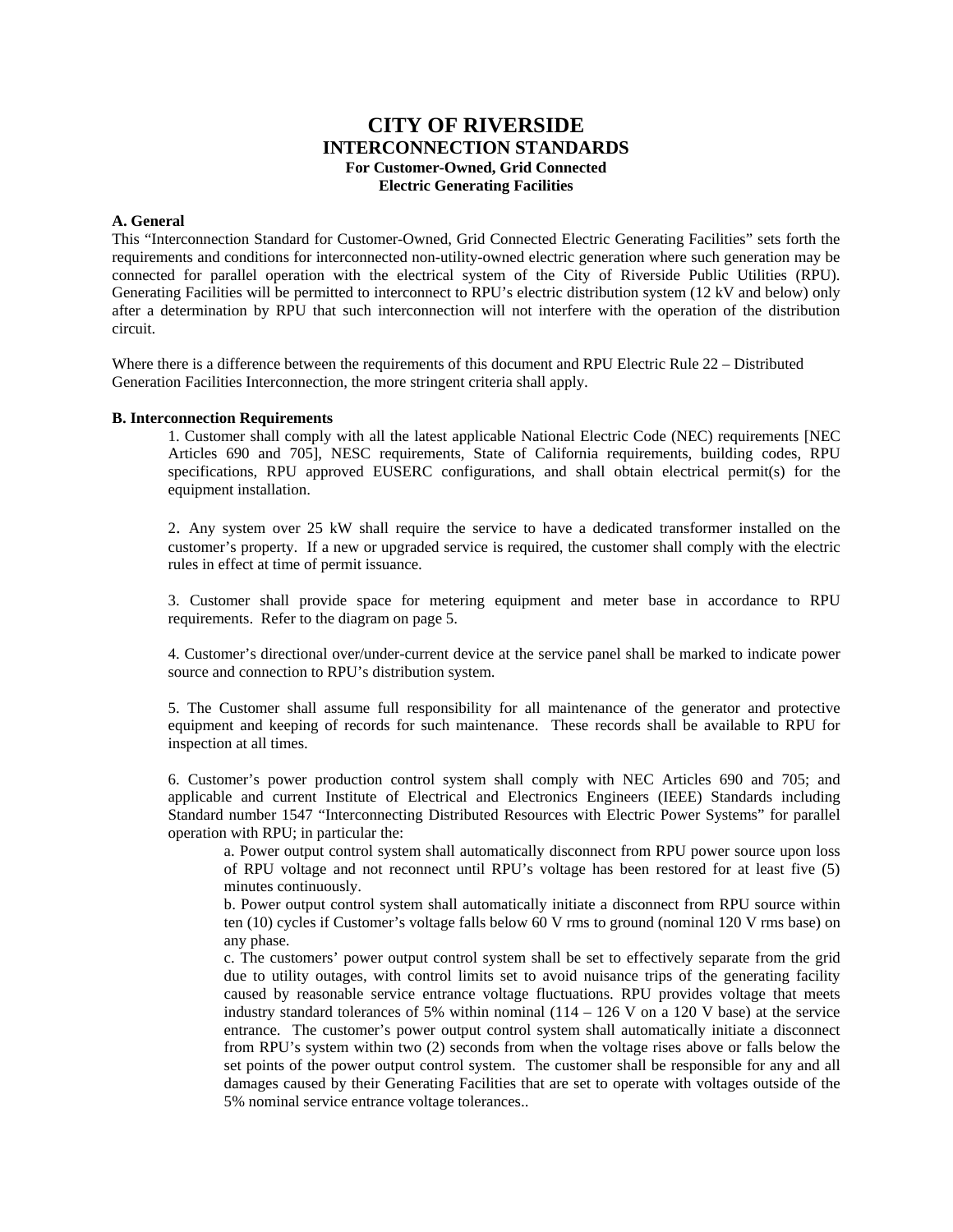# CITY OF RIVERSIDE
## INTERCONNECTION STANDARDS
### For Customer-Owned, Grid Connected Electric Generating Facilities

**A. General**

This "Interconnection Standard for Customer-Owned, Grid Connected Electric Generating Facilities" sets forth the requirements and conditions for interconnected non-utility-owned electric generation where such generation may be connected for parallel operation with the electrical system of the City of Riverside Public Utilities (RPU). Generating Facilities will be permitted to interconnect to RPU's electric distribution system (12 kV and below) only after a determination by RPU that such interconnection will not interfere with the operation of the distribution circuit.

Where there is a difference between the requirements of this document and RPU Electric Rule 22 – Distributed Generation Facilities Interconnection, the more stringent criteria shall apply.

**B. Interconnection Requirements**

1. Customer shall comply with all the latest applicable National Electric Code (NEC) requirements [NEC Articles 690 and 705], NESC requirements, State of California requirements, building codes, RPU specifications, RPU approved EUSERC configurations, and shall obtain electrical permit(s) for the equipment installation.

2. Any system over 25 kW shall require the service to have a dedicated transformer installed on the customer's property. If a new or upgraded service is required, the customer shall comply with the electric rules in effect at time of permit issuance.

3. Customer shall provide space for metering equipment and meter base in accordance to RPU requirements. Refer to the diagram on page 5.

4. Customer's directional over/under-current device at the service panel shall be marked to indicate power source and connection to RPU's distribution system.

5. The Customer shall assume full responsibility for all maintenance of the generator and protective equipment and keeping of records for such maintenance. These records shall be available to RPU for inspection at all times.

6. Customer's power production control system shall comply with NEC Articles 690 and 705; and applicable and current Institute of Electrical and Electronics Engineers (IEEE) Standards including Standard number 1547 "Interconnecting Distributed Resources with Electric Power Systems" for parallel operation with RPU; in particular the:

   a. Power output control system shall automatically disconnect from RPU power source upon loss of RPU voltage and not reconnect until RPU's voltage has been restored for at least five (5) minutes continuously.

   b. Power output control system shall automatically initiate a disconnect from RPU source within ten (10) cycles if Customer's voltage falls below 60 V rms to ground (nominal 120 V rms base) on any phase.

   c. The customers' power output control system shall be set to effectively separate from the grid due to utility outages, with control limits set to avoid nuisance trips of the generating facility caused by reasonable service entrance voltage fluctuations. RPU provides voltage that meets industry standard tolerances of 5% within nominal (114 – 126 V on a 120 V base) at the service entrance. The customer's power output control system shall automatically initiate a disconnect from RPU's system within two (2) seconds from when the voltage rises above or falls below the set points of the power output control system. The customer shall be responsible for any and all damages caused by their Generating Facilities that are set to operate with voltages outside of the 5% nominal service entrance voltage tolerances..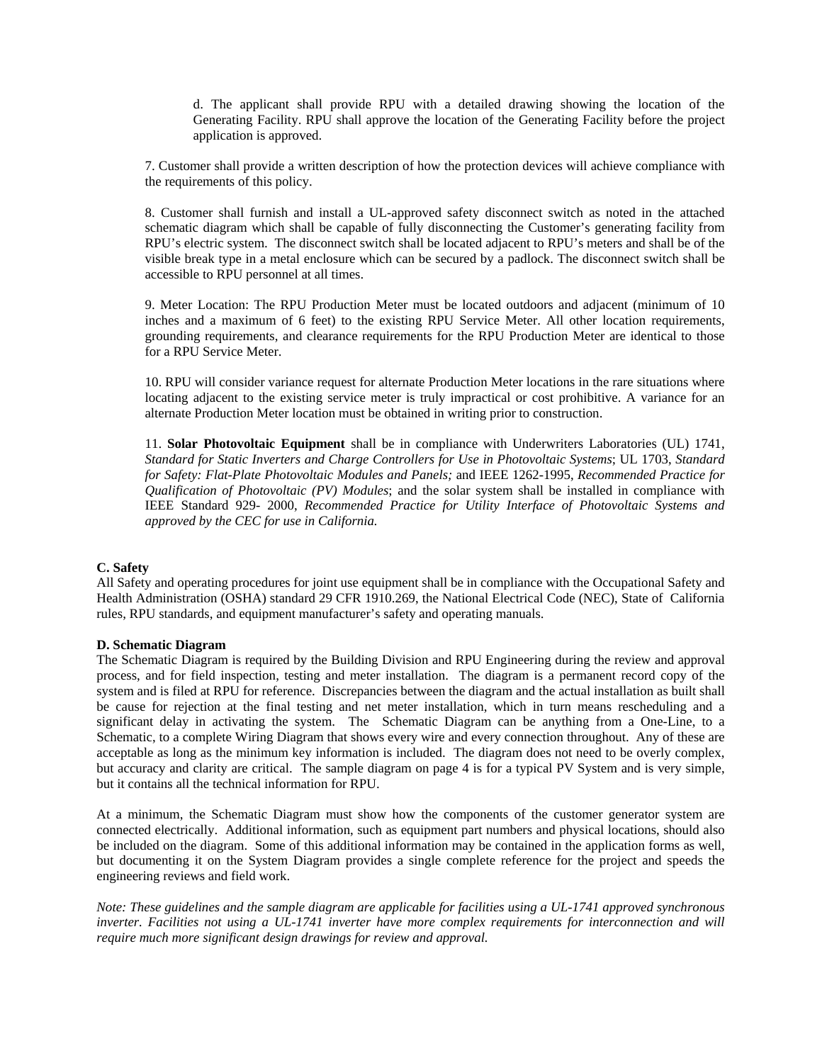d. The applicant shall provide RPU with a detailed drawing showing the location of the Generating Facility. RPU shall approve the location of the Generating Facility before the project application is approved.

7. Customer shall provide a written description of how the protection devices will achieve compliance with the requirements of this policy.

8. Customer shall furnish and install a UL-approved safety disconnect switch as noted in the attached schematic diagram which shall be capable of fully disconnecting the Customer's generating facility from RPU's electric system. The disconnect switch shall be located adjacent to RPU's meters and shall be of the visible break type in a metal enclosure which can be secured by a padlock. The disconnect switch shall be accessible to RPU personnel at all times.

9. Meter Location: The RPU Production Meter must be located outdoors and adjacent (minimum of 10 inches and a maximum of 6 feet) to the existing RPU Service Meter. All other location requirements, grounding requirements, and clearance requirements for the RPU Production Meter are identical to those for a RPU Service Meter.

10. RPU will consider variance request for alternate Production Meter locations in the rare situations where locating adjacent to the existing service meter is truly impractical or cost prohibitive. A variance for an alternate Production Meter location must be obtained in writing prior to construction.

11. **Solar Photovoltaic Equipment** shall be in compliance with Underwriters Laboratories (UL) 1741, *Standard for Static Inverters and Charge Controllers for Use in Photovoltaic Systems*; UL 1703, *Standard for Safety: Flat-Plate Photovoltaic Modules and Panels;* and IEEE 1262-1995, *Recommended Practice for Qualification of Photovoltaic (PV) Modules*; and the solar system shall be installed in compliance with IEEE Standard 929- 2000, *Recommended Practice for Utility Interface of Photovoltaic Systems and approved by the CEC for use in California.*

### C. Safety

All Safety and operating procedures for joint use equipment shall be in compliance with the Occupational Safety and Health Administration (OSHA) standard 29 CFR 1910.269, the National Electrical Code (NEC), State of California rules, RPU standards, and equipment manufacturer's safety and operating manuals.

### D. Schematic Diagram

The Schematic Diagram is required by the Building Division and RPU Engineering during the review and approval process, and for field inspection, testing and meter installation. The diagram is a permanent record copy of the system and is filed at RPU for reference. Discrepancies between the diagram and the actual installation as built shall be cause for rejection at the final testing and net meter installation, which in turn means rescheduling and a significant delay in activating the system. The Schematic Diagram can be anything from a One-Line, to a Schematic, to a complete Wiring Diagram that shows every wire and every connection throughout. Any of these are acceptable as long as the minimum key information is included. The diagram does not need to be overly complex, but accuracy and clarity are critical. The sample diagram on page 4 is for a typical PV System and is very simple, but it contains all the technical information for RPU.

At a minimum, the Schematic Diagram must show how the components of the customer generator system are connected electrically. Additional information, such as equipment part numbers and physical locations, should also be included on the diagram. Some of this additional information may be contained in the application forms as well, but documenting it on the System Diagram provides a single complete reference for the project and speeds the engineering reviews and field work.

*Note: These guidelines and the sample diagram are applicable for facilities using a UL-1741 approved synchronous inverter. Facilities not using a UL-1741 inverter have more complex requirements for interconnection and will require much more significant design drawings for review and approval.*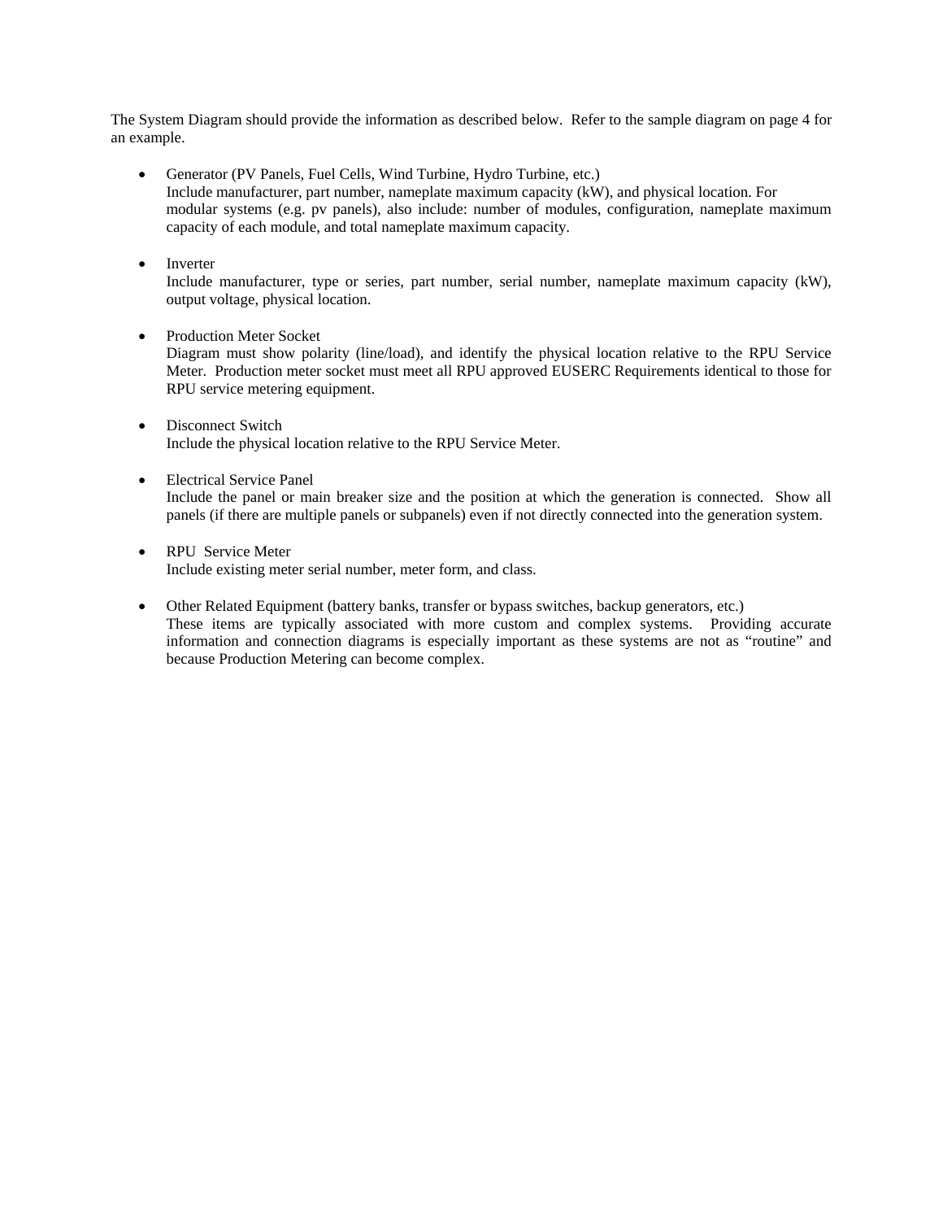The System Diagram should provide the information as described below. Refer to the sample diagram on page 4 for an example.

- Generator (PV Panels, Fuel Cells, Wind Turbine, Hydro Turbine, etc.)
  Include manufacturer, part number, nameplate maximum capacity (kW), and physical location. For modular systems (e.g. pv panels), also include: number of modules, configuration, nameplate maximum capacity of each module, and total nameplate maximum capacity.

- Inverter
  Include manufacturer, type or series, part number, serial number, nameplate maximum capacity (kW), output voltage, physical location.

- Production Meter Socket
  Diagram must show polarity (line/load), and identify the physical location relative to the RPU Service Meter. Production meter socket must meet all RPU approved EUSERC Requirements identical to those for RPU service metering equipment.

- Disconnect Switch
  Include the physical location relative to the RPU Service Meter.

- Electrical Service Panel
  Include the panel or main breaker size and the position at which the generation is connected. Show all panels (if there are multiple panels or subpanels) even if not directly connected into the generation system.

- RPU Service Meter
  Include existing meter serial number, meter form, and class.

- Other Related Equipment (battery banks, transfer or bypass switches, backup generators, etc.)
  These items are typically associated with more custom and complex systems. Providing accurate information and connection diagrams is especially important as these systems are not as "routine" and because Production Metering can become complex.